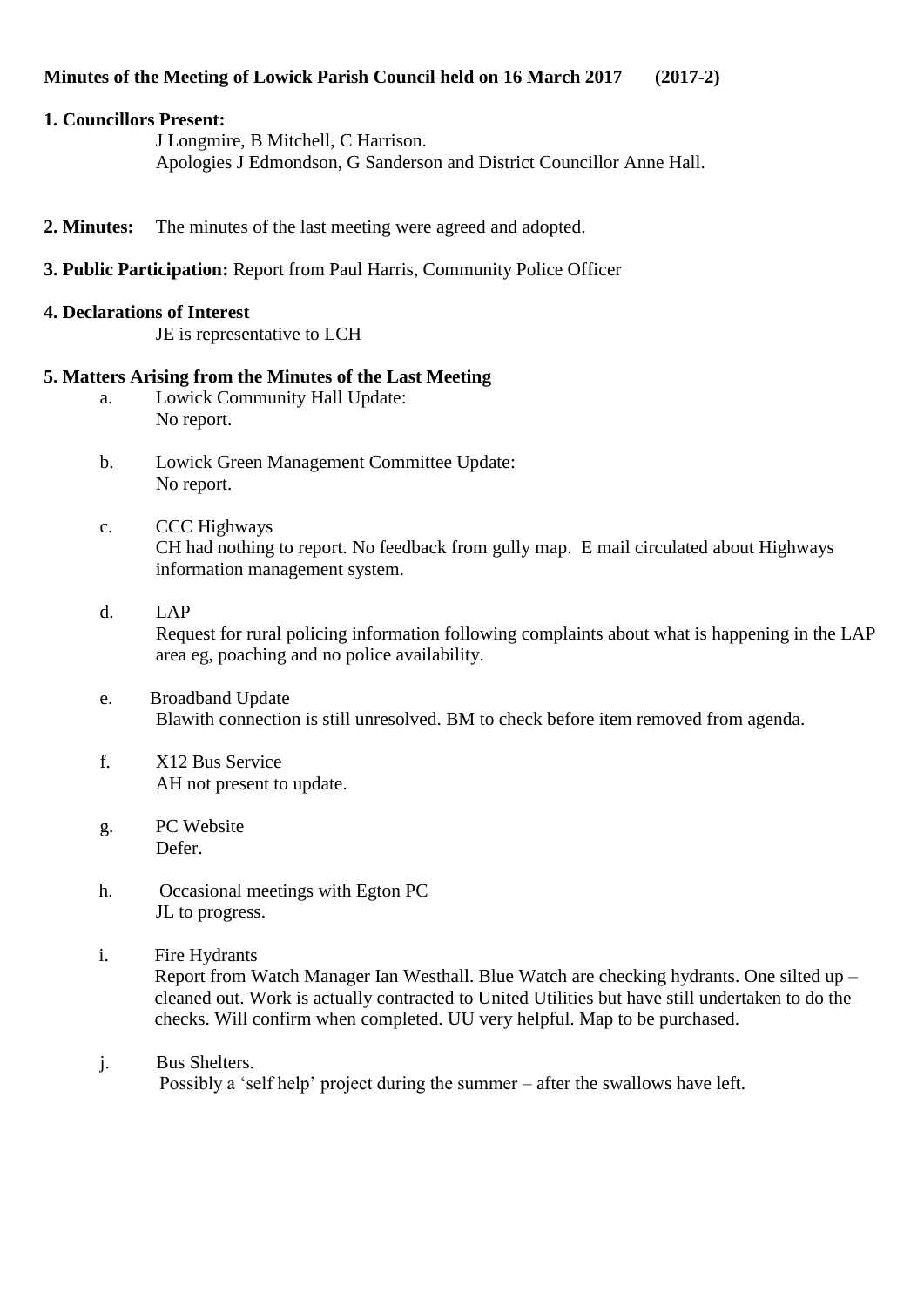**Minutes of the Meeting of Lowick Parish Council held on 16 March 2017 (2017-2)**

**1. Councillors Present:**

J Longmire, B Mitchell, C Harrison.
Apologies J Edmondson, G Sanderson and District Councillor Anne Hall.

**2. Minutes:** The minutes of the last meeting were agreed and adopted.

**3. Public Participation:** Report from Paul Harris, Community Police Officer

**4. Declarations of Interest**

JE is representative to LCH

**5. Matters Arising from the Minutes of the Last Meeting**

a. Lowick Community Hall Update:
No report.

b. Lowick Green Management Committee Update:
No report.

c. CCC Highways
CH had nothing to report. No feedback from gully map. E mail circulated about Highways information management system.

d. LAP
Request for rural policing information following complaints about what is happening in the LAP area eg, poaching and no police availability.

e. Broadband Update
Blawith connection is still unresolved. BM to check before item removed from agenda.

f. X12 Bus Service
AH not present to update.

g. PC Website
Defer.

h. Occasional meetings with Egton PC
JL to progress.

i. Fire Hydrants
Report from Watch Manager Ian Westhall. Blue Watch are checking hydrants. One silted up – cleaned out. Work is actually contracted to United Utilities but have still undertaken to do the checks. Will confirm when completed. UU very helpful. Map to be purchased.

j. Bus Shelters.
Possibly a 'self help' project during the summer – after the swallows have left.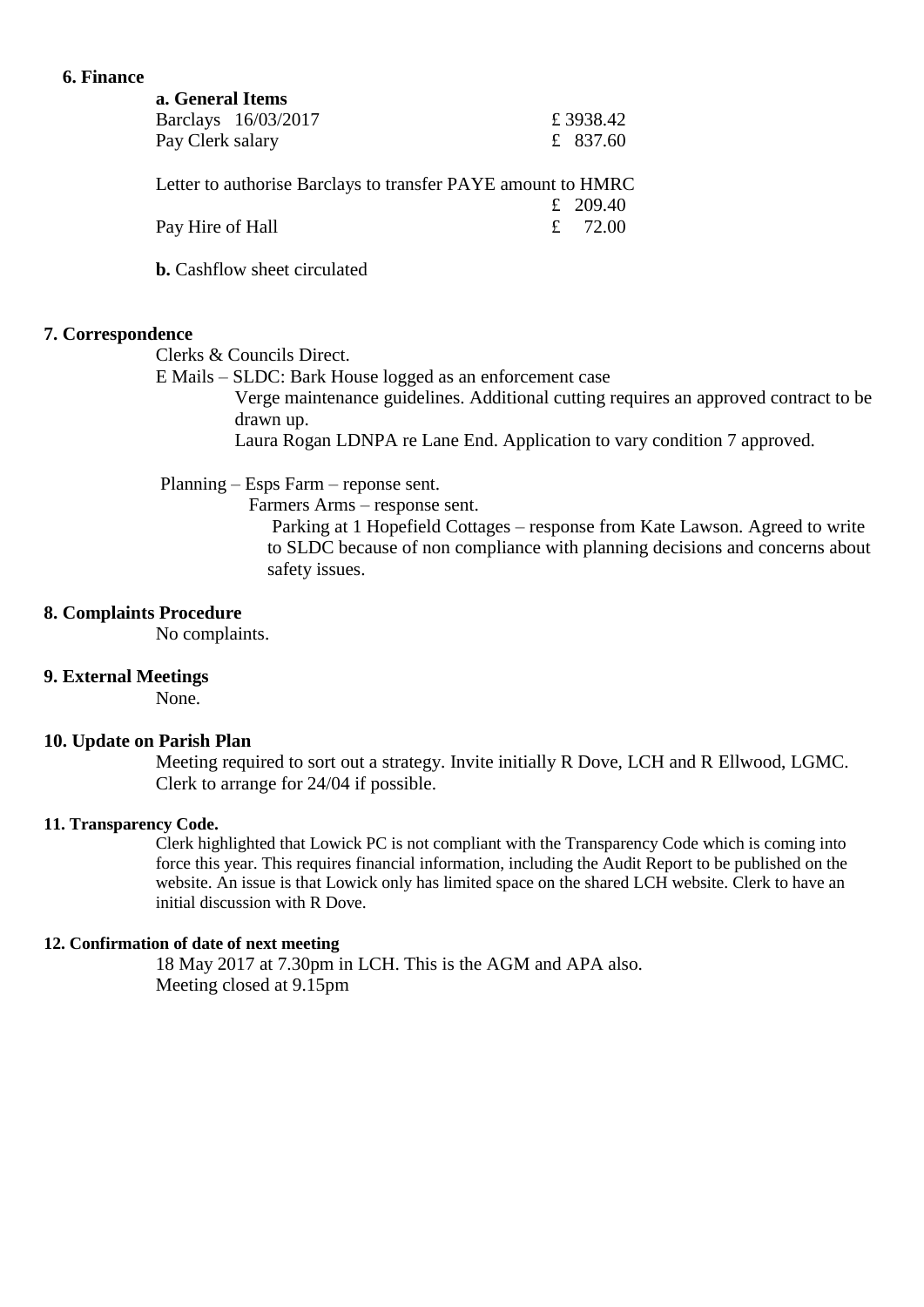**6. Finance**

**a. General Items**

| | |
|---|---|
| Barclays 16/03/2017 | £ 3938.42 |
| Pay Clerk salary | £ 837.60 |

Letter to authorise Barclays to transfer PAYE amount to HMRC £ 209.40

Pay Hire of Hall £ 72.00

**b.** Cashflow sheet circulated

**7. Correspondence**

Clerks & Councils Direct.

E Mails – SLDC: Bark House logged as an enforcement case

Verge maintenance guidelines. Additional cutting requires an approved contract to be drawn up.

Laura Rogan LDNPA re Lane End. Application to vary condition 7 approved.

Planning – Esps Farm – reponse sent.

Farmers Arms – response sent.

Parking at 1 Hopefield Cottages – response from Kate Lawson. Agreed to write to SLDC because of non compliance with planning decisions and concerns about safety issues.

**8. Complaints Procedure**

No complaints.

**9. External Meetings**

None.

**10. Update on Parish Plan**

Meeting required to sort out a strategy. Invite initially R Dove, LCH and R Ellwood, LGMC. Clerk to arrange for 24/04 if possible.

**11. Transparency Code.**

Clerk highlighted that Lowick PC is not compliant with the Transparency Code which is coming into force this year. This requires financial information, including the Audit Report to be published on the website. An issue is that Lowick only has limited space on the shared LCH website. Clerk to have an initial discussion with R Dove.

**12. Confirmation of date of next meeting**

18 May 2017 at 7.30pm in LCH. This is the AGM and APA also.

Meeting closed at 9.15pm